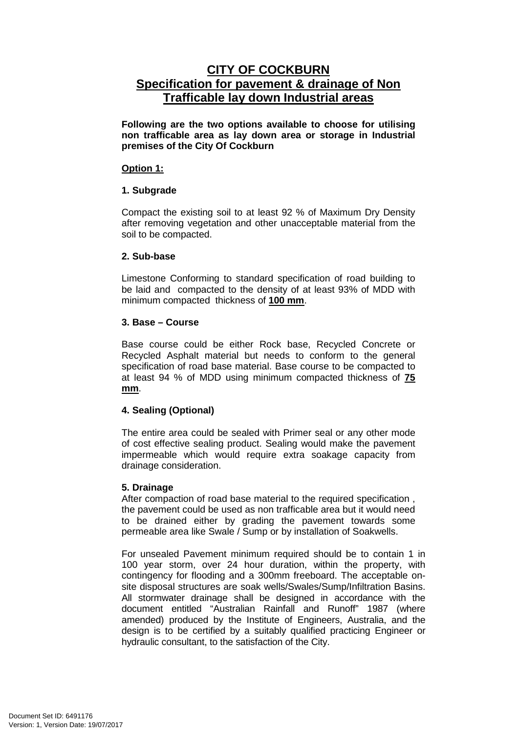# CITY OF COCKBURN
# Specification for pavement & drainage of Non Trafficable lay down Industrial areas

**Following are the two options available to choose for utilising non trafficable area as lay down area or storage in Industrial premises of the City Of Cockburn**

**Option 1:**

### 1. Subgrade

Compact the existing soil to at least 92 % of Maximum Dry Density after removing vegetation and other unacceptable material from the soil to be compacted.

### 2. Sub-base

Limestone Conforming to standard specification of road building to be laid and compacted to the density of at least 93% of MDD with minimum compacted thickness of **100 mm**.

### 3. Base – Course

Base course could be either Rock base, Recycled Concrete or Recycled Asphalt material but needs to conform to the general specification of road base material. Base course to be compacted to at least 94 % of MDD using minimum compacted thickness of **75 mm**.

### 4. Sealing (Optional)

The entire area could be sealed with Primer seal or any other mode of cost effective sealing product. Sealing would make the pavement impermeable which would require extra soakage capacity from drainage consideration.

### 5. Drainage

After compaction of road base material to the required specification , the pavement could be used as non trafficable area but it would need to be drained either by grading the pavement towards some permeable area like Swale / Sump or by installation of Soakwells.

For unsealed Pavement minimum required should be to contain 1 in 100 year storm, over 24 hour duration, within the property, with contingency for flooding and a 300mm freeboard. The acceptable on-site disposal structures are soak wells/Swales/Sump/Infiltration Basins. All stormwater drainage shall be designed in accordance with the document entitled "Australian Rainfall and Runoff" 1987 (where amended) produced by the Institute of Engineers, Australia, and the design is to be certified by a suitably qualified practicing Engineer or hydraulic consultant, to the satisfaction of the City.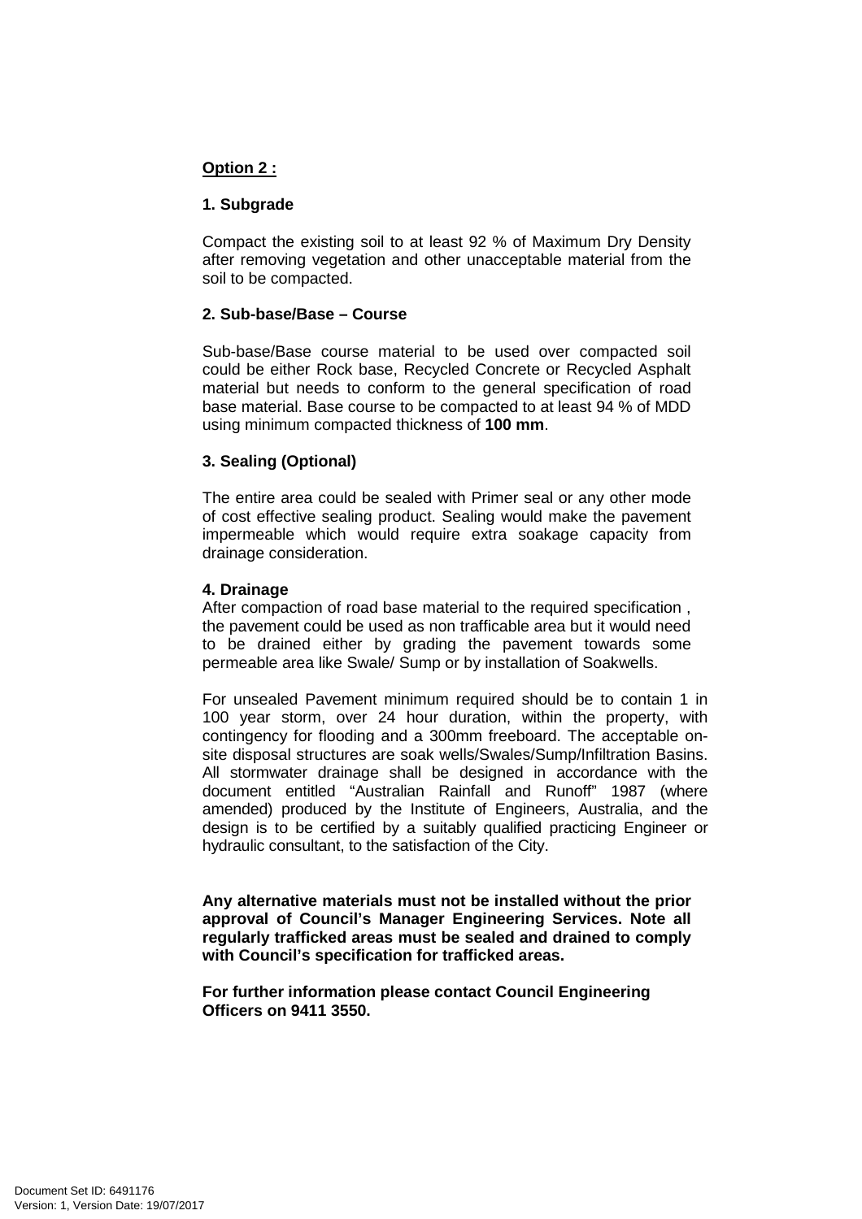**Option 2 :**

**1. Subgrade**

Compact the existing soil to at least 92 % of Maximum Dry Density after removing vegetation and other unacceptable material from the soil to be compacted.

**2. Sub-base/Base – Course**

Sub-base/Base course material to be used over compacted soil could be either Rock base, Recycled Concrete or Recycled Asphalt material but needs to conform to the general specification of road base material. Base course to be compacted to at least 94 % of MDD using minimum compacted thickness of **100 mm**.

**3. Sealing (Optional)**

The entire area could be sealed with Primer seal or any other mode of cost effective sealing product. Sealing would make the pavement impermeable which would require extra soakage capacity from drainage consideration.

**4. Drainage**

After compaction of road base material to the required specification , the pavement could be used as non trafficable area but it would need to be drained either by grading the pavement towards some permeable area like Swale/ Sump or by installation of Soakwells.

For unsealed Pavement minimum required should be to contain 1 in 100 year storm, over 24 hour duration, within the property, with contingency for flooding and a 300mm freeboard. The acceptable on-site disposal structures are soak wells/Swales/Sump/Infiltration Basins. All stormwater drainage shall be designed in accordance with the document entitled "Australian Rainfall and Runoff" 1987 (where amended) produced by the Institute of Engineers, Australia, and the design is to be certified by a suitably qualified practicing Engineer or hydraulic consultant, to the satisfaction of the City.

**Any alternative materials must not be installed without the prior approval of Council's Manager Engineering Services. Note all regularly trafficked areas must be sealed and drained to comply with Council's specification for trafficked areas.**

**For further information please contact Council Engineering Officers on 9411 3550.**